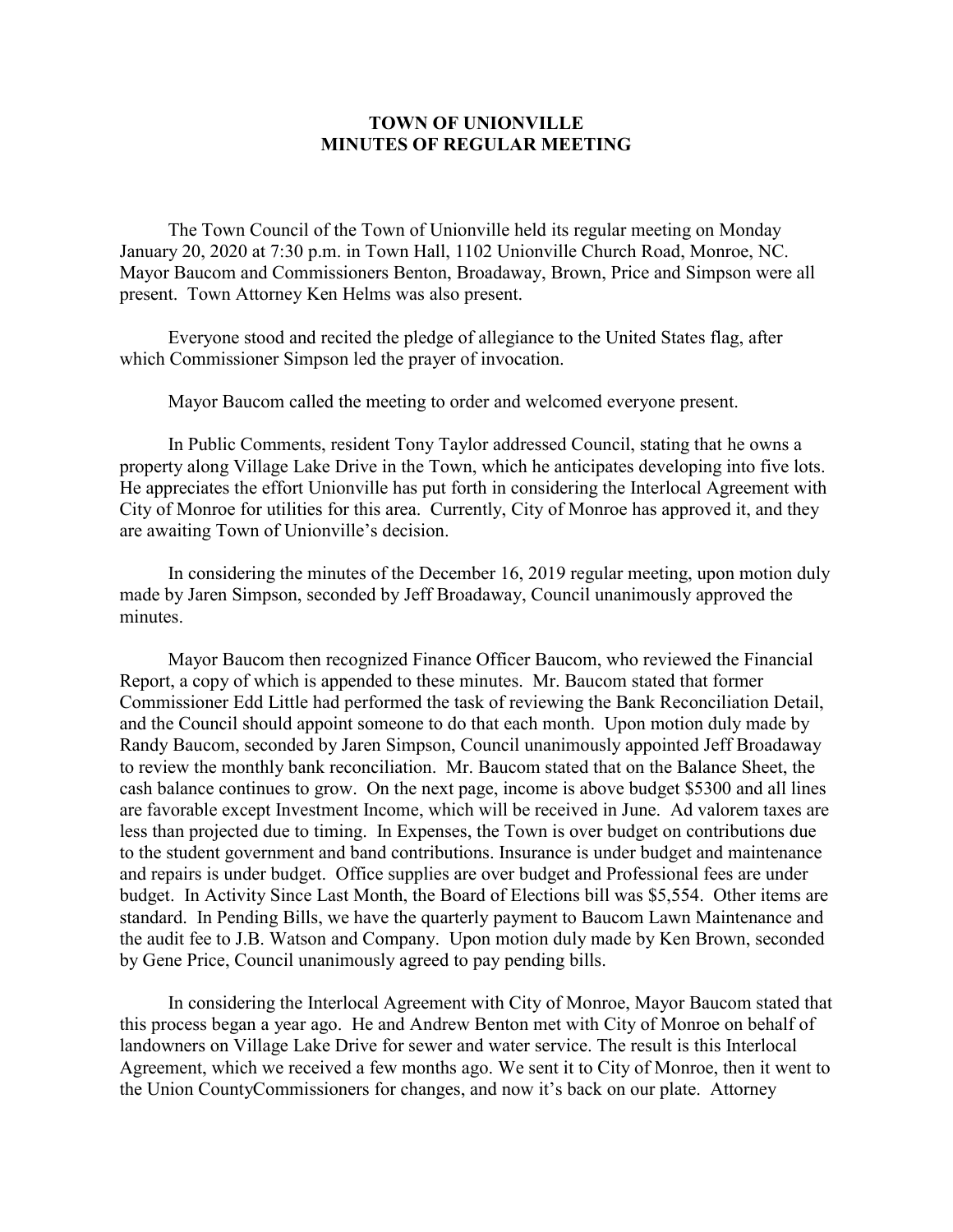# TOWN OF UNIONVILLE
# MINUTES OF REGULAR MEETING

The Town Council of the Town of Unionville held its regular meeting on Monday January 20, 2020 at 7:30 p.m. in Town Hall, 1102 Unionville Church Road, Monroe, NC. Mayor Baucom and Commissioners Benton, Broadaway, Brown, Price and Simpson were all present. Town Attorney Ken Helms was also present.

Everyone stood and recited the pledge of allegiance to the United States flag, after which Commissioner Simpson led the prayer of invocation.

Mayor Baucom called the meeting to order and welcomed everyone present.

In Public Comments, resident Tony Taylor addressed Council, stating that he owns a property along Village Lake Drive in the Town, which he anticipates developing into five lots. He appreciates the effort Unionville has put forth in considering the Interlocal Agreement with City of Monroe for utilities for this area. Currently, City of Monroe has approved it, and they are awaiting Town of Unionville's decision.

In considering the minutes of the December 16, 2019 regular meeting, upon motion duly made by Jaren Simpson, seconded by Jeff Broadaway, Council unanimously approved the minutes.

Mayor Baucom then recognized Finance Officer Baucom, who reviewed the Financial Report, a copy of which is appended to these minutes. Mr. Baucom stated that former Commissioner Edd Little had performed the task of reviewing the Bank Reconciliation Detail, and the Council should appoint someone to do that each month. Upon motion duly made by Randy Baucom, seconded by Jaren Simpson, Council unanimously appointed Jeff Broadaway to review the monthly bank reconciliation. Mr. Baucom stated that on the Balance Sheet, the cash balance continues to grow. On the next page, income is above budget $5300 and all lines are favorable except Investment Income, which will be received in June. Ad valorem taxes are less than projected due to timing. In Expenses, the Town is over budget on contributions due to the student government and band contributions. Insurance is under budget and maintenance and repairs is under budget. Office supplies are over budget and Professional fees are under budget. In Activity Since Last Month, the Board of Elections bill was $5,554. Other items are standard. In Pending Bills, we have the quarterly payment to Baucom Lawn Maintenance and the audit fee to J.B. Watson and Company. Upon motion duly made by Ken Brown, seconded by Gene Price, Council unanimously agreed to pay pending bills.

In considering the Interlocal Agreement with City of Monroe, Mayor Baucom stated that this process began a year ago. He and Andrew Benton met with City of Monroe on behalf of landowners on Village Lake Drive for sewer and water service. The result is this Interlocal Agreement, which we received a few months ago. We sent it to City of Monroe, then it went to the Union CountyCommissioners for changes, and now it's back on our plate. Attorney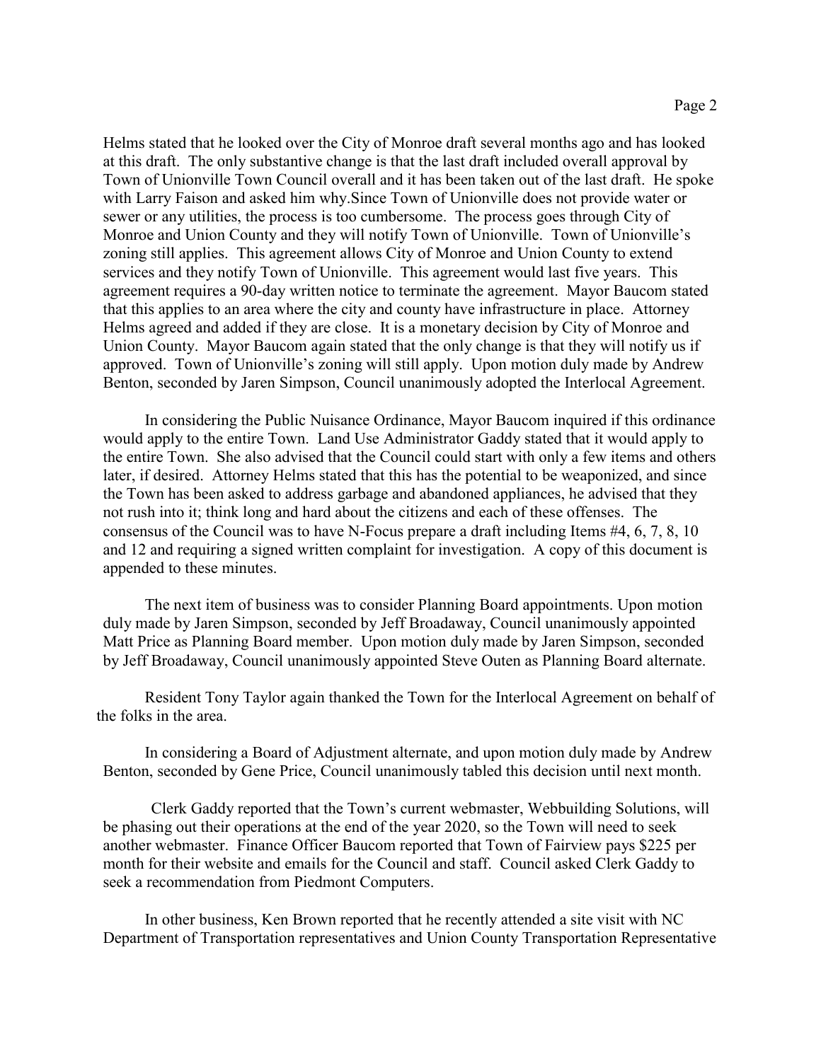Helms stated that he looked over the City of Monroe draft several months ago and has looked at this draft. The only substantive change is that the last draft included overall approval by Town of Unionville Town Council overall and it has been taken out of the last draft. He spoke with Larry Faison and asked him why.Since Town of Unionville does not provide water or sewer or any utilities, the process is too cumbersome. The process goes through City of Monroe and Union County and they will notify Town of Unionville. Town of Unionville's zoning still applies. This agreement allows City of Monroe and Union County to extend services and they notify Town of Unionville. This agreement would last five years. This agreement requires a 90-day written notice to terminate the agreement. Mayor Baucom stated that this applies to an area where the city and county have infrastructure in place. Attorney Helms agreed and added if they are close. It is a monetary decision by City of Monroe and Union County. Mayor Baucom again stated that the only change is that they will notify us if approved. Town of Unionville's zoning will still apply. Upon motion duly made by Andrew Benton, seconded by Jaren Simpson, Council unanimously adopted the Interlocal Agreement.

In considering the Public Nuisance Ordinance, Mayor Baucom inquired if this ordinance would apply to the entire Town. Land Use Administrator Gaddy stated that it would apply to the entire Town. She also advised that the Council could start with only a few items and others later, if desired. Attorney Helms stated that this has the potential to be weaponized, and since the Town has been asked to address garbage and abandoned appliances, he advised that they not rush into it; think long and hard about the citizens and each of these offenses. The consensus of the Council was to have N-Focus prepare a draft including Items #4, 6, 7, 8, 10 and 12 and requiring a signed written complaint for investigation. A copy of this document is appended to these minutes.

The next item of business was to consider Planning Board appointments. Upon motion duly made by Jaren Simpson, seconded by Jeff Broadaway, Council unanimously appointed Matt Price as Planning Board member. Upon motion duly made by Jaren Simpson, seconded by Jeff Broadaway, Council unanimously appointed Steve Outen as Planning Board alternate.

Resident Tony Taylor again thanked the Town for the Interlocal Agreement on behalf of the folks in the area.

In considering a Board of Adjustment alternate, and upon motion duly made by Andrew Benton, seconded by Gene Price, Council unanimously tabled this decision until next month.

Clerk Gaddy reported that the Town's current webmaster, Webbuilding Solutions, will be phasing out their operations at the end of the year 2020, so the Town will need to seek another webmaster. Finance Officer Baucom reported that Town of Fairview pays $225 per month for their website and emails for the Council and staff. Council asked Clerk Gaddy to seek a recommendation from Piedmont Computers.

In other business, Ken Brown reported that he recently attended a site visit with NC Department of Transportation representatives and Union County Transportation Representative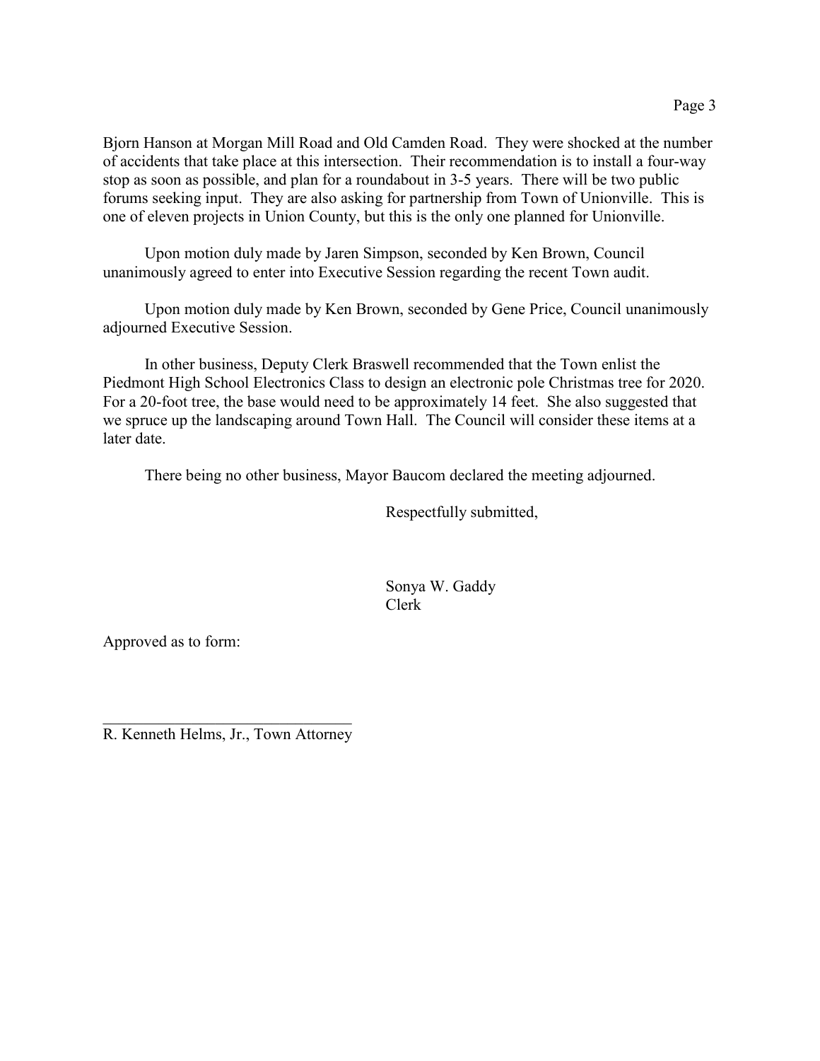Bjorn Hanson at Morgan Mill Road and Old Camden Road. They were shocked at the number of accidents that take place at this intersection. Their recommendation is to install a four-way stop as soon as possible, and plan for a roundabout in 3-5 years. There will be two public forums seeking input. They are also asking for partnership from Town of Unionville. This is one of eleven projects in Union County, but this is the only one planned for Unionville.

Upon motion duly made by Jaren Simpson, seconded by Ken Brown, Council unanimously agreed to enter into Executive Session regarding the recent Town audit.

Upon motion duly made by Ken Brown, seconded by Gene Price, Council unanimously adjourned Executive Session.

In other business, Deputy Clerk Braswell recommended that the Town enlist the Piedmont High School Electronics Class to design an electronic pole Christmas tree for 2020. For a 20-foot tree, the base would need to be approximately 14 feet. She also suggested that we spruce up the landscaping around Town Hall. The Council will consider these items at a later date.

There being no other business, Mayor Baucom declared the meeting adjourned.

Respectfully submitted,

Sonya W. Gaddy
Clerk

Approved as to form:

\_\_\_\_\_\_\_\_\_\_\_\_\_\_\_\_\_\_\_\_\_\_\_\_\_\_\_\_\_\_\_\_

R. Kenneth Helms, Jr., Town Attorney